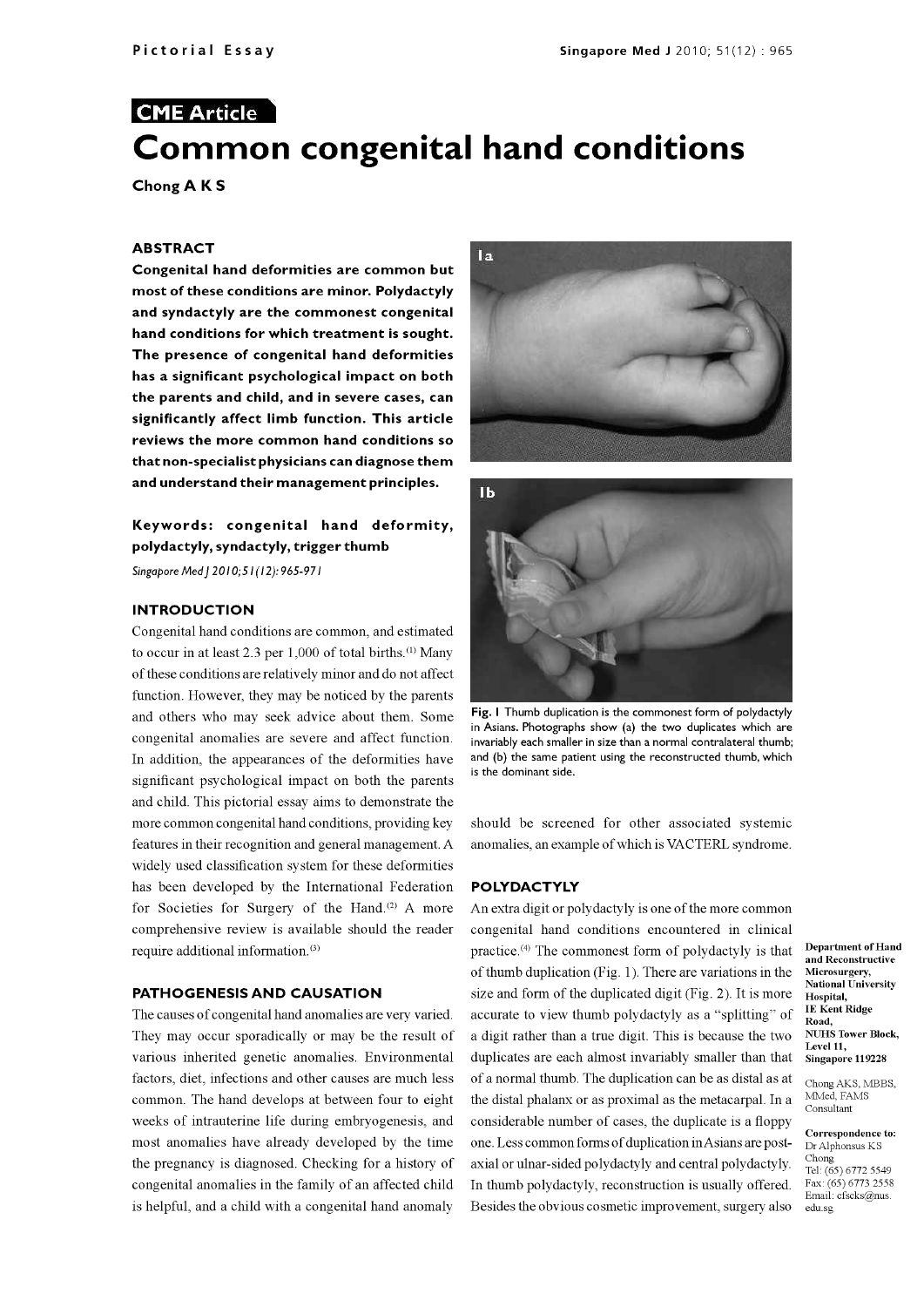Pictorial Essay

**CME Article**

# Common congenital hand conditions

**Chong A K S**

## ABSTRACT

**Congenital hand deformities are common but most of these conditions are minor. Polydactyly and syndactyly are the commonest congenital hand conditions for which treatment is sought. The presence of congenital hand deformities has a significant psychological impact on both the parents and child, and in severe cases, can significantly affect limb function. This article reviews the more common hand conditions so that non-specialist physicians can diagnose them and understand their management principles.**

**Keywords: congenital hand deformity, polydactyly, syndactyly, trigger thumb**

*Singapore Med J 2010; 51(12): 965-971*

## INTRODUCTION

Congenital hand conditions are common, and estimated to occur in at least 2.3 per 1,000 of total births.[1] Many of these conditions are relatively minor and do not affect function. However, they may be noticed by the parents and others who may seek advice about them. Some congenital anomalies are severe and affect function. In addition, the appearances of the deformities have significant psychological impact on both the parents and child. This pictorial essay aims to demonstrate the more common congenital hand conditions, providing key features in their recognition and general management. A widely used classification system for these deformities has been developed by the International Federation for Societies for Surgery of the Hand.[2] A more comprehensive review is available should the reader require additional information.[3]

## PATHOGENESIS AND CAUSATION

The causes of congenital hand anomalies are very varied. They may occur sporadically or may be the result of various inherited genetic anomalies. Environmental factors, diet, infections and other causes are much less common. The hand develops at between four to eight weeks of intrauterine life during embryogenesis, and most anomalies have already developed by the time the pregnancy is diagnosed. Checking for a history of congenital anomalies in the family of an affected child is helpful, and a child with a congenital hand anomaly should be screened for other associated systemic anomalies, an example of which is VACTERL syndrome.

**Fig. 1** Thumb duplication is the commonest form of polydactyly in Asians. Photographs show (a) the two duplicates which are invariably each smaller in size than a normal contralateral thumb; and (b) the same patient using the reconstructed thumb, which is the dominant side.

## POLYDACTYLY

An extra digit or polydactyly is one of the more common congenital hand conditions encountered in clinical practice.[4] The commonest form of polydactyly is that of thumb duplication (Fig. 1). There are variations in the size and form of the duplicated digit (Fig. 2). It is more accurate to view thumb polydactyly as a "splitting" of a digit rather than a true digit. This is because the two duplicates are each almost invariably smaller than that of a normal thumb. The duplication can be as distal as at the distal phalanx or as proximal as the metacarpal. In a considerable number of cases, the duplicate is a floppy one. Less common forms of duplication in Asians are post-axial or ulnar-sided polydactyly and central polydactyly. In thumb polydactyly, reconstruction is usually offered. Besides the obvious cosmetic improvement, surgery also

**Department of Hand and Reconstructive Microsurgery, National University Hospital, IE Kent Ridge Road, NUHS Tower Block, Level 11, Singapore 119228**

Chong AKS, MBBS, MMed, FAMS
Consultant

**Correspondence to:** Dr Alphonsus KS Chong
Tel: (65) 6772 5549
Fax: (65) 6773 2558
Email: efscks@nus.edu.sg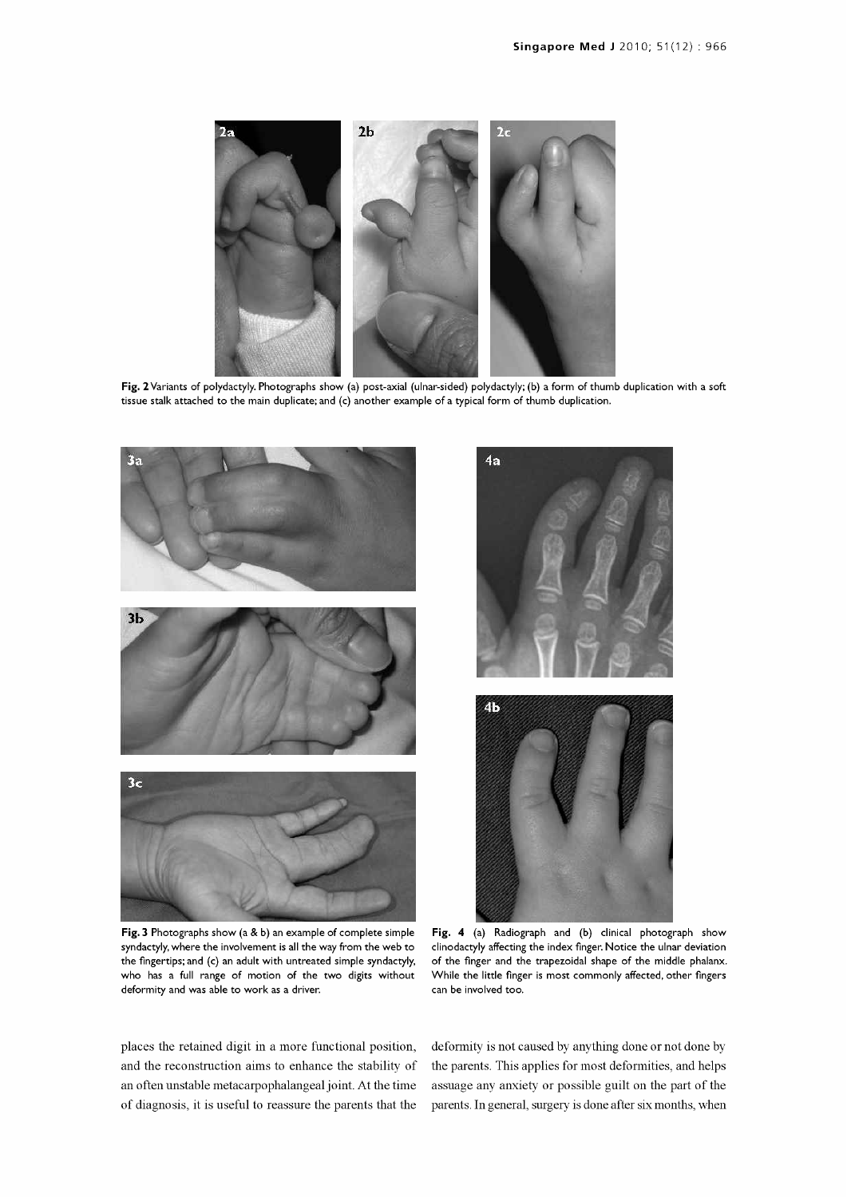Fig. 2 Variants of polydactyly. Photographs show (a) post-axial (ulnar-sided) polydactyly; (b) a form of thumb duplication with a soft tissue stalk attached to the main duplicate; and (c) another example of a typical form of thumb duplication.

Fig. 3 Photographs show (a & b) an example of complete simple syndactyly, where the involvement is all the way from the web to the fingertips; and (c) an adult with untreated simple syndactyly, who has a full range of motion of the two digits without deformity and was able to work as a driver.

Fig. 4 (a) Radiograph and (b) clinical photograph show clinodactyly affecting the index finger. Notice the ulnar deviation of the finger and the trapezoidal shape of the middle phalanx. While the little finger is most commonly affected, other fingers can be involved too.

places the retained digit in a more functional position, and the reconstruction aims to enhance the stability of an often unstable metacarpophalangeal joint. At the time of diagnosis, it is useful to reassure the parents that the deformity is not caused by anything done or not done by the parents. This applies for most deformities, and helps assuage any anxiety or possible guilt on the part of the parents. In general, surgery is done after six months, when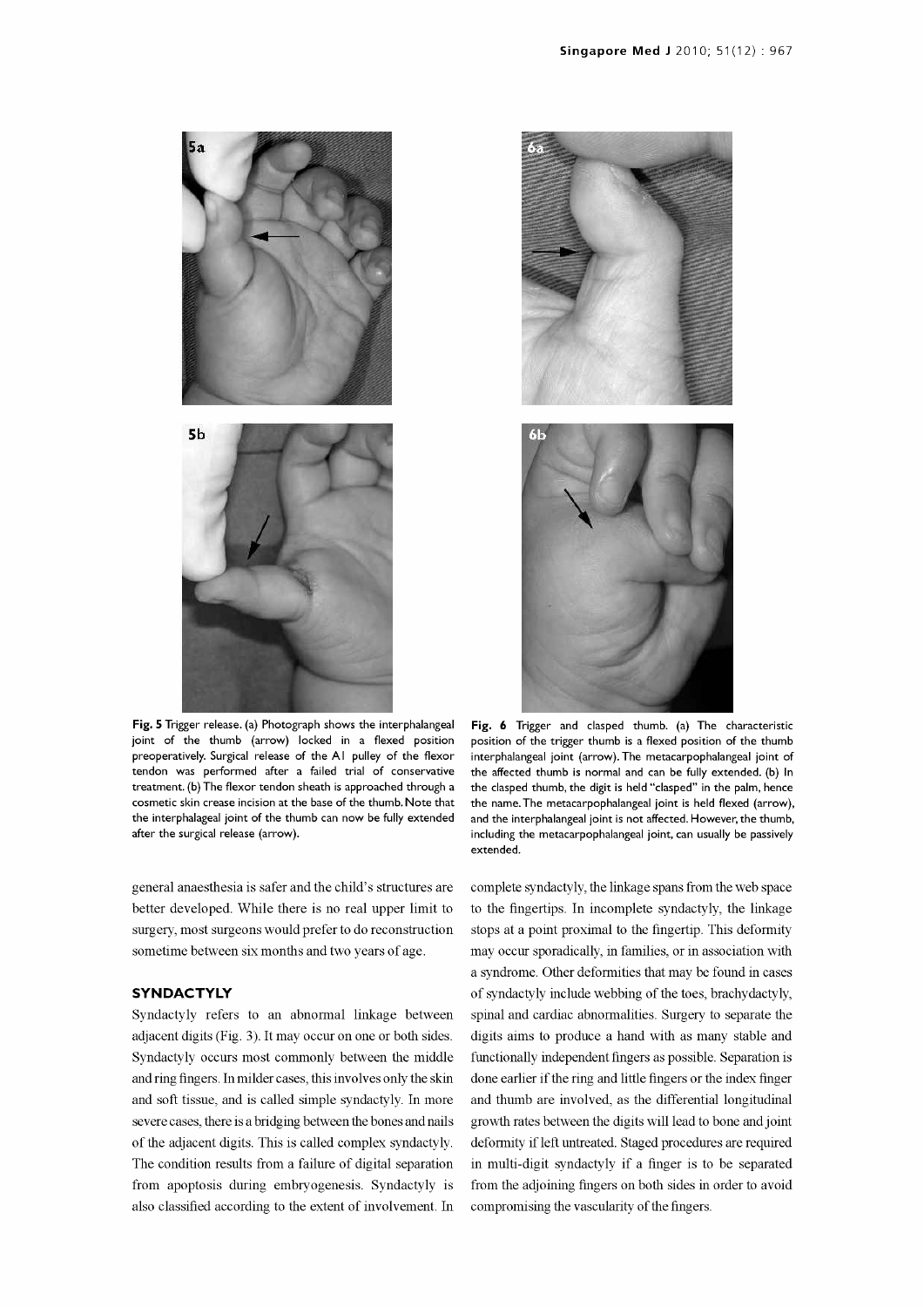**Fig. 5** Trigger release. (a) Photograph shows the interphalangeal joint of the thumb (arrow) locked in a flexed position preoperatively. Surgical release of the A1 pulley of the flexor tendon was performed after a failed trial of conservative treatment. (b) The flexor tendon sheath is approached through a cosmetic skin crease incision at the base of the thumb. Note that the interphalageal joint of the thumb can now be fully extended after the surgical release (arrow).

**Fig. 6** Trigger and clasped thumb. (a) The characteristic position of the trigger thumb is a flexed position of the thumb interphalangeal joint (arrow). The metacarpophalangeal joint of the affected thumb is normal and can be fully extended. (b) In the clasped thumb, the digit is held "clasped" in the palm, hence the name. The metacarpophalangeal joint is held flexed (arrow), and the interphalangeal joint is not affected. However, the thumb, including the metacarpophalangeal joint, can usually be passively extended.

general anaesthesia is safer and the child's structures are better developed. While there is no real upper limit to surgery, most surgeons would prefer to do reconstruction sometime between six months and two years of age.

## SYNDACTYLY

Syndactyly refers to an abnormal linkage between adjacent digits (Fig. 3). It may occur on one or both sides. Syndactyly occurs most commonly between the middle and ring fingers. In milder cases, this involves only the skin and soft tissue, and is called simple syndactyly. In more severe cases, there is a bridging between the bones and nails of the adjacent digits. This is called complex syndactyly. The condition results from a failure of digital separation from apoptosis during embryogenesis. Syndactyly is also classified according to the extent of involvement. In complete syndactyly, the linkage spans from the web space to the fingertips. In incomplete syndactyly, the linkage stops at a point proximal to the fingertip. This deformity may occur sporadically, in families, or in association with a syndrome. Other deformities that may be found in cases of syndactyly include webbing of the toes, brachydactyly, spinal and cardiac abnormalities. Surgery to separate the digits aims to produce a hand with as many stable and functionally independent fingers as possible. Separation is done earlier if the ring and little fingers or the index finger and thumb are involved, as the differential longitudinal growth rates between the digits will lead to bone and joint deformity if left untreated. Staged procedures are required in multi-digit syndactyly if a finger is to be separated from the adjoining fingers on both sides in order to avoid compromising the vascularity of the fingers.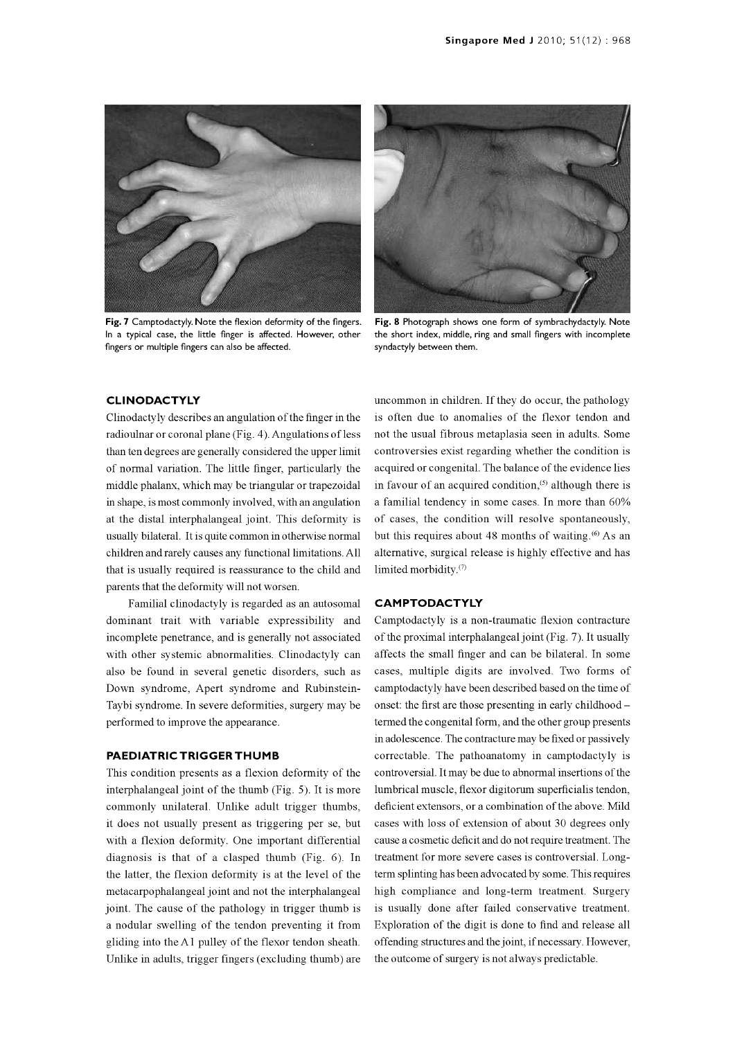Fig. 7 Camptodactyly. Note the flexion deformity of the fingers. In a typical case, the little finger is affected. However, other fingers or multiple fingers can also be affected.

Fig. 8 Photograph shows one form of symbrachydactyly. Note the short index, middle, ring and small fingers with incomplete syndactyly between them.

## CLINODACTYLY

Clinodactyly describes an angulation of the finger in the radioulnar or coronal plane (Fig. 4). Angulations of less than ten degrees are generally considered the upper limit of normal variation. The little finger, particularly the middle phalanx, which may be triangular or trapezoidal in shape, is most commonly involved, with an angulation at the distal interphalangeal joint. This deformity is usually bilateral. It is quite common in otherwise normal children and rarely causes any functional limitations. All that is usually required is reassurance to the child and parents that the deformity will not worsen.

Familial clinodactyly is regarded as an autosomal dominant trait with variable expressibility and incomplete penetrance, and is generally not associated with other systemic abnormalities. Clinodactyly can also be found in several genetic disorders, such as Down syndrome, Apert syndrome and Rubinstein-Taybi syndrome. In severe deformities, surgery may be performed to improve the appearance.

## PAEDIATRIC TRIGGER THUMB

This condition presents as a flexion deformity of the interphalangeal joint of the thumb (Fig. 5). It is more commonly unilateral. Unlike adult trigger thumbs, it does not usually present as triggering per se, but with a flexion deformity. One important differential diagnosis is that of a clasped thumb (Fig. 6). In the latter, the flexion deformity is at the level of the metacarpophalangeal joint and not the interphalangeal joint. The cause of the pathology in trigger thumb is a nodular swelling of the tendon preventing it from gliding into the A1 pulley of the flexor tendon sheath. Unlike in adults, trigger fingers (excluding thumb) are uncommon in children. If they do occur, the pathology is often due to anomalies of the flexor tendon and not the usual fibrous metaplasia seen in adults. Some controversies exist regarding whether the condition is acquired or congenital. The balance of the evidence lies in favour of an acquired condition,[5] although there is a familial tendency in some cases. In more than 60% of cases, the condition will resolve spontaneously, but this requires about 48 months of waiting.[6] As an alternative, surgical release is highly effective and has limited morbidity.[7]

## CAMPTODACTYLY

Camptodactyly is a non-traumatic flexion contracture of the proximal interphalangeal joint (Fig. 7). It usually affects the small finger and can be bilateral. In some cases, multiple digits are involved. Two forms of camptodactyly have been described based on the time of onset: the first are those presenting in early childhood – termed the congenital form, and the other group presents in adolescence. The contracture may be fixed or passively correctable. The pathoanatomy in camptodactyly is controversial. It may be due to abnormal insertions of the lumbrical muscle, flexor digitorum superficialis tendon, deficient extensors, or a combination of the above. Mild cases with loss of extension of about 30 degrees only cause a cosmetic deficit and do not require treatment. The treatment for more severe cases is controversial. Long-term splinting has been advocated by some. This requires high compliance and long-term treatment. Surgery is usually done after failed conservative treatment. Exploration of the digit is done to find and release all offending structures and the joint, if necessary. However, the outcome of surgery is not always predictable.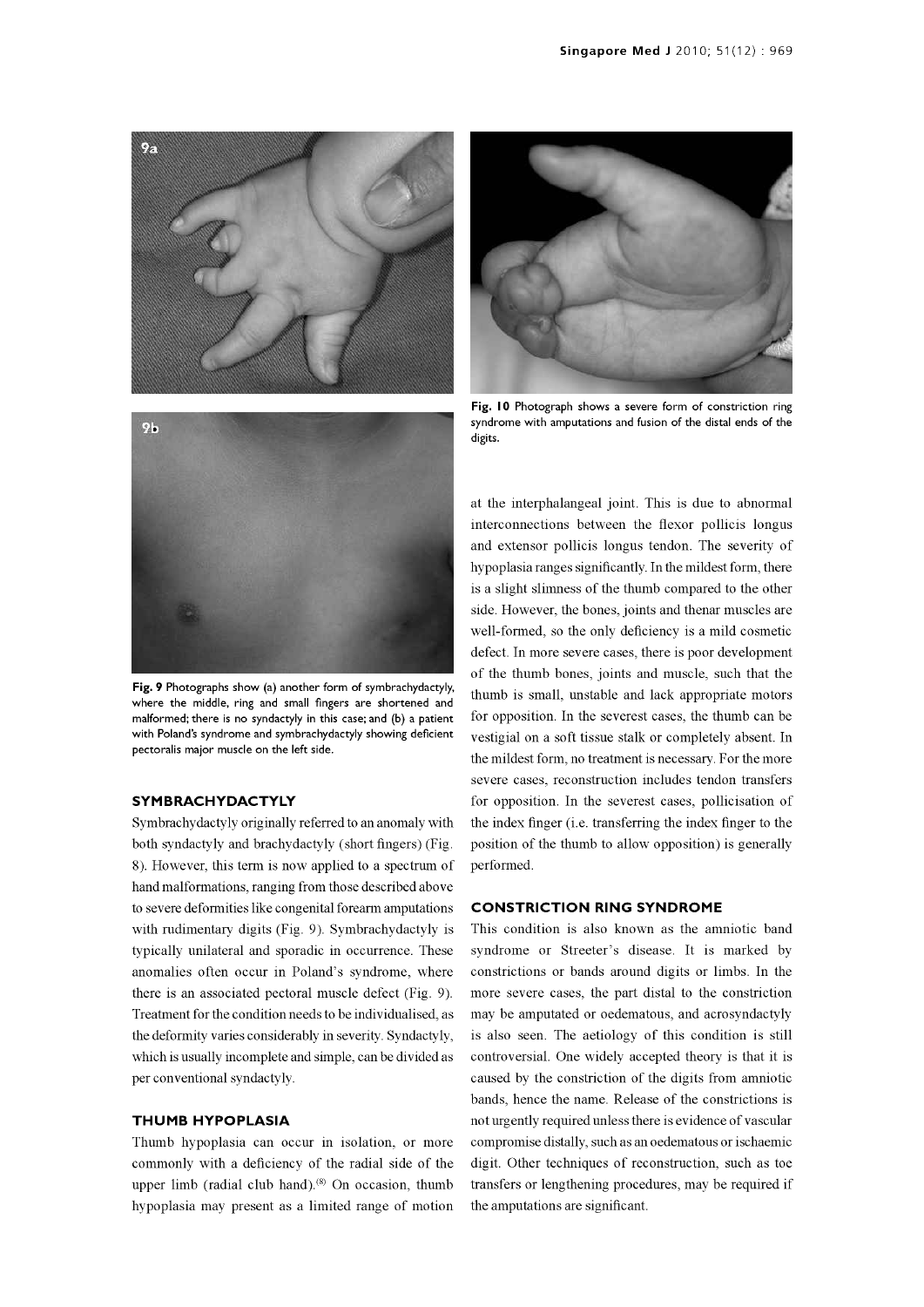Fig. 9 Photographs show (a) another form of symbrachydactyly, where the middle, ring and small fingers are shortened and malformed; there is no syndactyly in this case; and (b) a patient with Poland's syndrome and symbrachydactyly showing deficient pectoralis major muscle on the left side.

Fig. 10 Photograph shows a severe form of constriction ring syndrome with amputations and fusion of the distal ends of the digits.

## SYMBRACHYDACTYLY

Symbrachydactyly originally referred to an anomaly with both syndactyly and brachydactyly (short fingers) (Fig. 8). However, this term is now applied to a spectrum of hand malformations, ranging from those described above to severe deformities like congenital forearm amputations with rudimentary digits (Fig. 9). Symbrachydactyly is typically unilateral and sporadic in occurrence. These anomalies often occur in Poland's syndrome, where there is an associated pectoral muscle defect (Fig. 9). Treatment for the condition needs to be individualised, as the deformity varies considerably in severity. Syndactyly, which is usually incomplete and simple, can be divided as per conventional syndactyly.

## THUMB HYPOPLASIA

Thumb hypoplasia can occur in isolation, or more commonly with a deficiency of the radial side of the upper limb (radial club hand).[8] On occasion, thumb hypoplasia may present as a limited range of motion at the interphalangeal joint. This is due to abnormal interconnections between the flexor pollicis longus and extensor pollicis longus tendon. The severity of hypoplasia ranges significantly. In the mildest form, there is a slight slimness of the thumb compared to the other side. However, the bones, joints and thenar muscles are well-formed, so the only deficiency is a mild cosmetic defect. In more severe cases, there is poor development of the thumb bones, joints and muscle, such that the thumb is small, unstable and lack appropriate motors for opposition. In the severest cases, the thumb can be vestigial on a soft tissue stalk or completely absent. In the mildest form, no treatment is necessary. For the more severe cases, reconstruction includes tendon transfers for opposition. In the severest cases, pollicisation of the index finger (i.e. transferring the index finger to the position of the thumb to allow opposition) is generally performed.

## CONSTRICTION RING SYNDROME

This condition is also known as the amniotic band syndrome or Streeter's disease. It is marked by constrictions or bands around digits or limbs. In the more severe cases, the part distal to the constriction may be amputated or oedematous, and acrosyndactyly is also seen. The aetiology of this condition is still controversial. One widely accepted theory is that it is caused by the constriction of the digits from amniotic bands, hence the name. Release of the constrictions is not urgently required unless there is evidence of vascular compromise distally, such as an oedematous or ischaemic digit. Other techniques of reconstruction, such as toe transfers or lengthening procedures, may be required if the amputations are significant.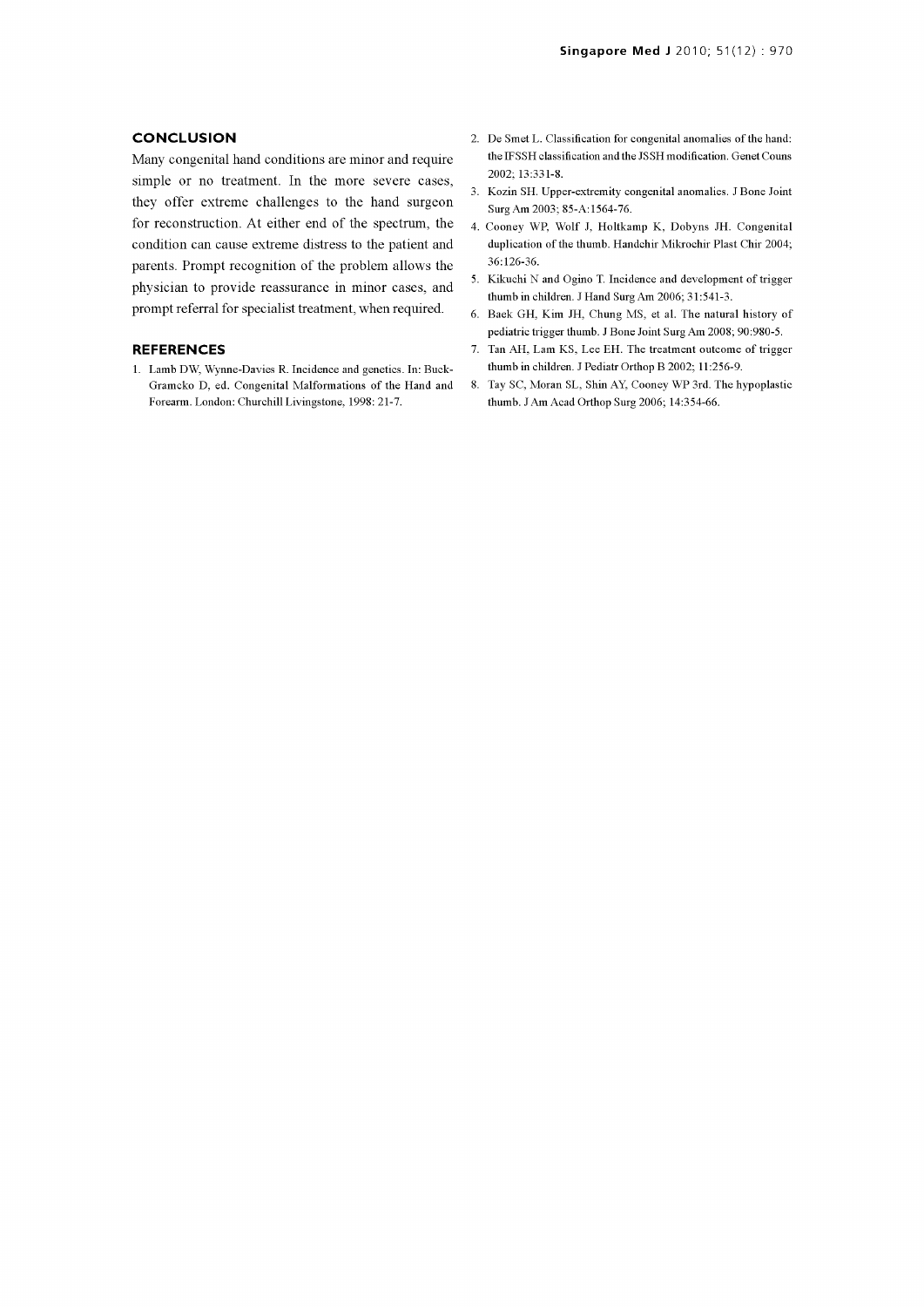## CONCLUSION

Many congenital hand conditions are minor and require simple or no treatment. In the more severe cases, they offer extreme challenges to the hand surgeon for reconstruction. At either end of the spectrum, the condition can cause extreme distress to the patient and parents. Prompt recognition of the problem allows the physician to provide reassurance in minor cases, and prompt referral for specialist treatment, when required.

## REFERENCES

1. Lamb DW, Wynne-Davies R. Incidence and genetics. In: Buck-Gramcko D, ed. Congenital Malformations of the Hand and Forearm. London: Churchill Livingstone, 1998: 21-7.
2. De Smet L. Classification for congenital anomalies of the hand: the IFSSH classification and the JSSH modification. Genet Couns 2002; 13:331-8.
3. Kozin SH. Upper-extremity congenital anomalies. J Bone Joint Surg Am 2003; 85-A:1564-76.
4. Cooney WP, Wolf J, Holtkamp K, Dobyns JH. Congenital duplication of the thumb. Handchir Mikrochir Plast Chir 2004; 36:126-36.
5. Kikuchi N and Ogino T. Incidence and development of trigger thumb in children. J Hand Surg Am 2006; 31:541-3.
6. Baek GH, Kim JH, Chung MS, et al. The natural history of pediatric trigger thumb. J Bone Joint Surg Am 2008; 90:980-5.
7. Tan AH, Lam KS, Lee EH. The treatment outcome of trigger thumb in children. J Pediatr Orthop B 2002; 11:256-9.
8. Tay SC, Moran SL, Shin AY, Cooney WP 3rd. The hypoplastic thumb. J Am Acad Orthop Surg 2006; 14:354-66.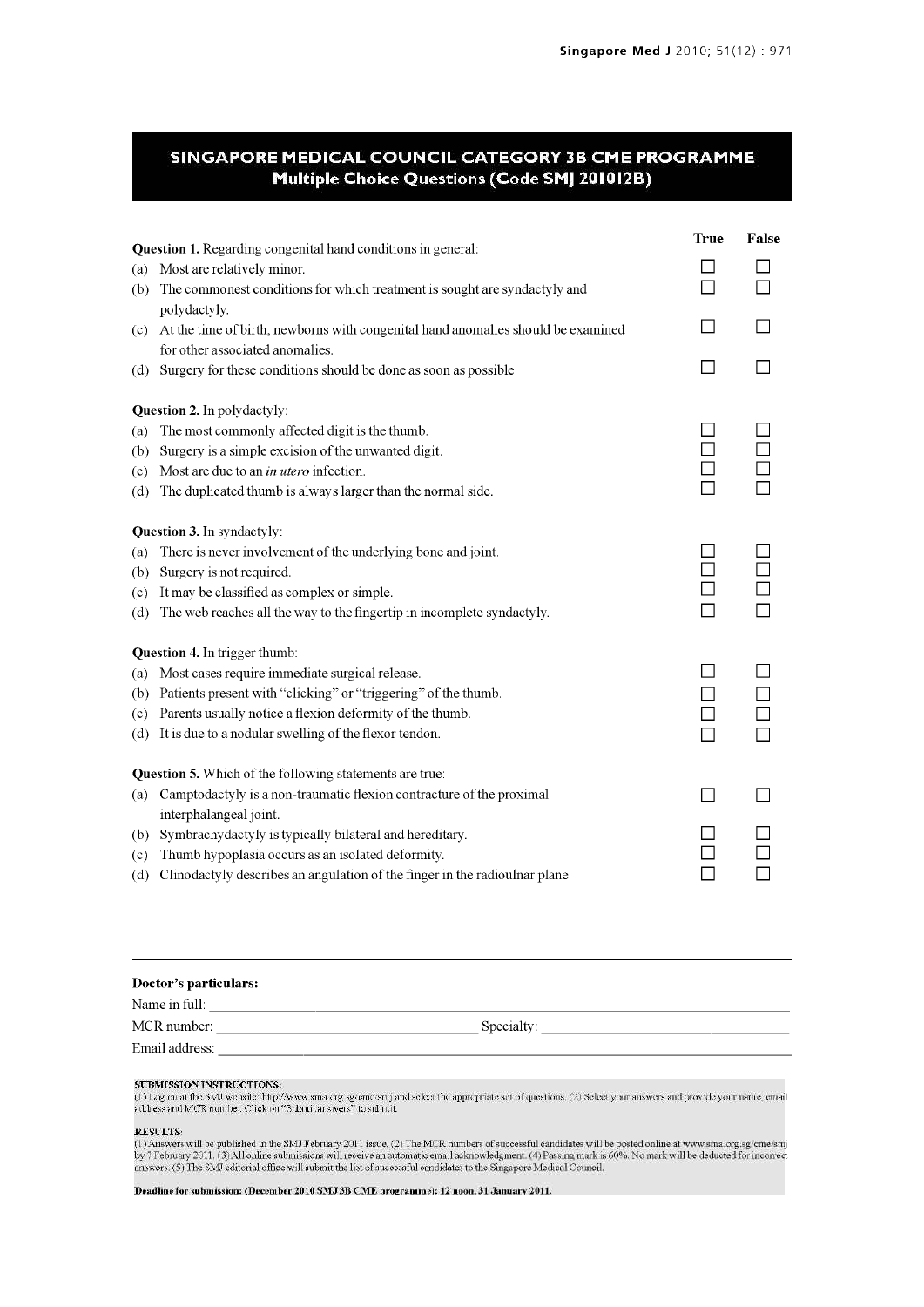## SINGAPORE MEDICAL COUNCIL CATEGORY 3B CME PROGRAMME
### Multiple Choice Questions (Code SMJ 201012B)

| | True | False |
|---|---|---|
| **Question 1.** Regarding congenital hand conditions in general: | | |
| (a) Most are relatively minor. | ☐ | ☐ |
| (b) The commonest conditions for which treatment is sought are syndactyly and polydactyly. | ☐ | ☐ |
| (c) At the time of birth, newborns with congenital hand anomalies should be examined for other associated anomalies. | ☐ | ☐ |
| (d) Surgery for these conditions should be done as soon as possible. | ☐ | ☐ |
| **Question 2.** In polydactyly: | | |
| (a) The most commonly affected digit is the thumb. | ☐ | ☐ |
| (b) Surgery is a simple excision of the unwanted digit. | ☐ | ☐ |
| (c) Most are due to an *in utero* infection. | ☐ | ☐ |
| (d) The duplicated thumb is always larger than the normal side. | ☐ | ☐ |
| **Question 3.** In syndactyly: | | |
| (a) There is never involvement of the underlying bone and joint. | ☐ | ☐ |
| (b) Surgery is not required. | ☐ | ☐ |
| (c) It may be classified as complex or simple. | ☐ | ☐ |
| (d) The web reaches all the way to the fingertip in incomplete syndactyly. | ☐ | ☐ |
| **Question 4.** In trigger thumb: | | |
| (a) Most cases require immediate surgical release. | ☐ | ☐ |
| (b) Patients present with "clicking" or "triggering" of the thumb. | ☐ | ☐ |
| (c) Parents usually notice a flexion deformity of the thumb. | ☐ | ☐ |
| (d) It is due to a nodular swelling of the flexor tendon. | ☐ | ☐ |
| **Question 5.** Which of the following statements are true: | | |
| (a) Camptodactyly is a non-traumatic flexion contracture of the proximal interphalangeal joint. | ☐ | ☐ |
| (b) Symbrachydactyly is typically bilateral and hereditary. | ☐ | ☐ |
| (c) Thumb hypoplasia occurs as an isolated deformity. | ☐ | ☐ |
| (d) Clinodactyly describes an angulation of the finger in the radioulnar plane. | ☐ | ☐ |

**Doctor's particulars:**

Name in full: ______________________________

MCR number: ______________________ Specialty: ______________________

Email address: ______________________________

**SUBMISSION INSTRUCTIONS:**

(1) Log on at the SMJ website: http://www.sma.org.sg/cme/smj and select the appropriate set of questions. (2) Select your answers and provide your name, email address and MCR number. Click on "Submit answers" to submit.

**RESULTS:**

(1) Answers will be published in the SMJ February 2011 issue. (2) The MCR numbers of successful candidates will be posted online at www.sma.org.sg/cme/smj by 7 February 2011. (3) All online submissions will receive an automatic email acknowledgment. (4) Passing mark is 60%. No mark will be deducted for incorrect answers. (5) The SMJ editorial office will submit the list of successful candidates to the Singapore Medical Council.

**Deadline for submission: (December 2010 SMJ 3B CME programme): 12 noon, 31 January 2011.**